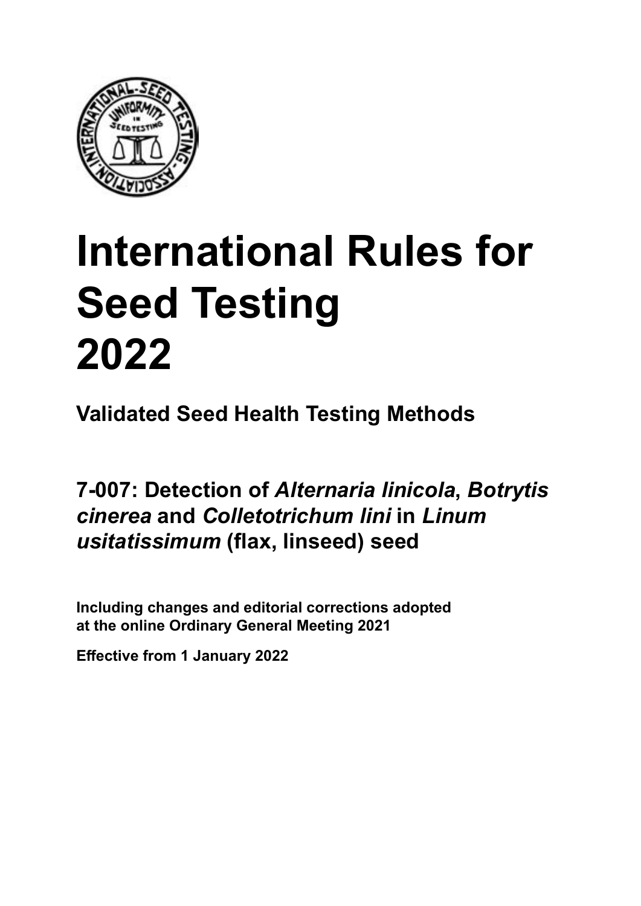# International Rules for Seed Testing 2022

**Validated Seed Health Testing Methods**

## 7-007: Detection of *Alternaria linicola*, *Botrytis cinerea* and *Colletotrichum lini* in *Linum usitatissimum* (flax, linseed) seed

**Including changes and editorial corrections adopted at the online Ordinary General Meeting 2021**

**Effective from 1 January 2022**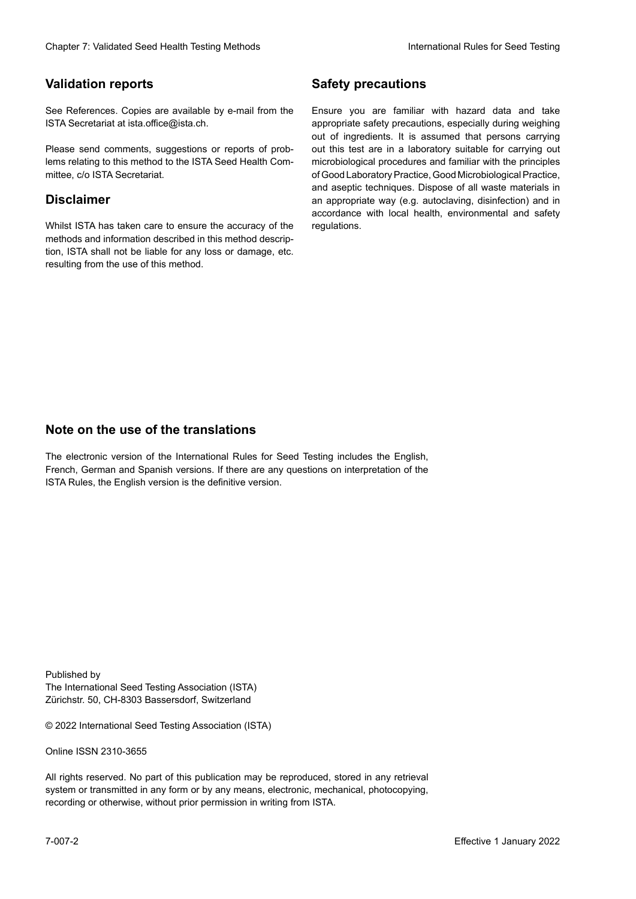## Validation reports

See References. Copies are available by e-mail from the ISTA Secretariat at ista.office@ista.ch.

Please send comments, suggestions or reports of problems relating to this method to the ISTA Seed Health Committee, c/o ISTA Secretariat.

## Disclaimer

Whilst ISTA has taken care to ensure the accuracy of the methods and information described in this method description, ISTA shall not be liable for any loss or damage, etc. resulting from the use of this method.

## Safety precautions

Ensure you are familiar with hazard data and take appropriate safety precautions, especially during weighing out of ingredients. It is assumed that persons carrying out this test are in a laboratory suitable for carrying out microbiological procedures and familiar with the principles of Good Laboratory Practice, Good Microbiological Practice, and aseptic techniques. Dispose of all waste materials in an appropriate way (e.g. autoclaving, disinfection) and in accordance with local health, environmental and safety regulations.

## Note on the use of the translations

The electronic version of the International Rules for Seed Testing includes the English, French, German and Spanish versions. If there are any questions on interpretation of the ISTA Rules, the English version is the definitive version.

Published by
The International Seed Testing Association (ISTA)
Zürichstr. 50, CH-8303 Bassersdorf, Switzerland

© 2022 International Seed Testing Association (ISTA)

Online ISSN 2310-3655

All rights reserved. No part of this publication may be reproduced, stored in any retrieval system or transmitted in any form or by any means, electronic, mechanical, photocopying, recording or otherwise, without prior permission in writing from ISTA.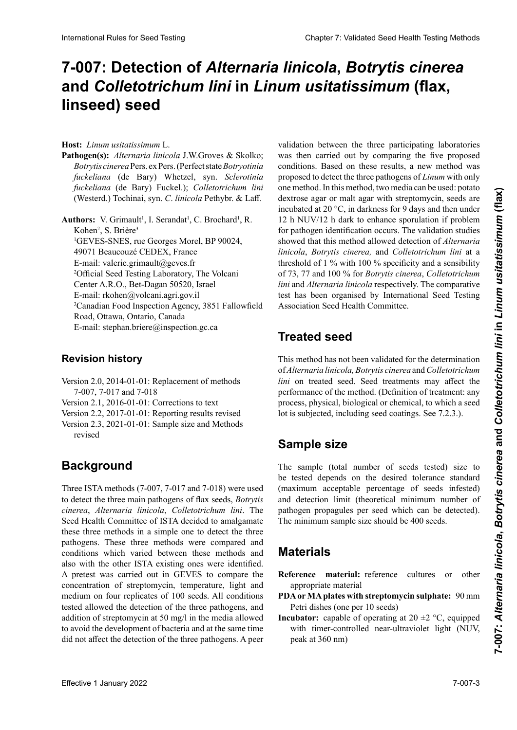# 7-007: Detection of *Alternaria linicola*, *Botrytis cinerea* and *Colletotrichum lini* in *Linum usitatissimum* (flax, linseed) seed

**Host:** *Linum usitatissimum* L.

**Pathogen(s):** *Alternaria linicola* J.W.Groves & Skolko; *Botrytis cinerea* Pers. ex Pers. (Perfect state *Botryotinia fuckeliana* (de Bary) Whetzel, syn. *Sclerotinia fuckeliana* (de Bary) Fuckel.); *Colletotrichum lini* (Westerd.) Tochinai, syn. *C. linicola* Pethybr. & Laff.

**Authors:** V. Grimault[1], I. Serandat[1], C. Brochard[1], R. Kohen[2], S. Brière[3]

[1]GEVES-SNES, rue Georges Morel, BP 90024, 49071 Beaucouzé CEDEX, France
E-mail: valerie.grimault@geves.fr

[2]Official Seed Testing Laboratory, The Volcani Center A.R.O., Bet-Dagan 50520, Israel
E-mail: rkohen@volcani.agri.gov.il

[3]Canadian Food Inspection Agency, 3851 Fallowfield Road, Ottawa, Ontario, Canada
E-mail: stephan.briere@inspection.gc.ca

## Revision history

Version 2.0, 2014-01-01: Replacement of methods 7-007, 7-017 and 7-018

Version 2.1, 2016-01-01: Corrections to text

Version 2.2, 2017-01-01: Reporting results revised

Version 2.3, 2021-01-01: Sample size and Methods revised

## Background

Three ISTA methods (7-007, 7-017 and 7-018) were used to detect the three main pathogens of flax seeds, *Botrytis cinerea*, *Alternaria linicola*, *Colletotrichum lini*. The Seed Health Committee of ISTA decided to amalgamate these three methods in a simple one to detect the three pathogens. These three methods were compared and conditions which varied between these methods and also with the other ISTA existing ones were identified. A pretest was carried out in GEVES to compare the concentration of streptomycin, temperature, light and medium on four replicates of 100 seeds. All conditions tested allowed the detection of the three pathogens, and addition of streptomycin at 50 mg/l in the media allowed to avoid the development of bacteria and at the same time did not affect the detection of the three pathogens. A peer validation between the three participating laboratories was then carried out by comparing the five proposed conditions. Based on these results, a new method was proposed to detect the three pathogens of *Linum* with only one method. In this method, two media can be used: potato dextrose agar or malt agar with streptomycin, seeds are incubated at 20 °C, in darkness for 9 days and then under 12 h NUV/12 h dark to enhance sporulation if problem for pathogen identification occurs. The validation studies showed that this method allowed detection of *Alternaria linicola*, *Botrytis cinerea,* and *Colletotrichum lini* at a threshold of 1 % with 100 % specificity and a sensibility of 73, 77 and 100 % for *Botrytis cinerea*, *Colletotrichum lini* and *Alternaria linicola* respectively. The comparative test has been organised by International Seed Testing Association Seed Health Committee.

## Treated seed

This method has not been validated for the determination of *Alternaria linicola, Botrytis cinerea* and *Colletotrichum lini* on treated seed. Seed treatments may affect the performance of the method. (Definition of treatment: any process, physical, biological or chemical, to which a seed lot is subjected, including seed coatings. See 7.2.3.).

## Sample size

The sample (total number of seeds tested) size to be tested depends on the desired tolerance standard (maximum acceptable percentage of seeds infested) and detection limit (theoretical minimum number of pathogen propagules per seed which can be detected). The minimum sample size should be 400 seeds.

## Materials

**Reference material:** reference cultures or other appropriate material

**PDA or MA plates with streptomycin sulphate:** 90 mm Petri dishes (one per 10 seeds)

**Incubator:** capable of operating at 20 ±2 °C, equipped with timer-controlled near-ultraviolet light (NUV, peak at 360 nm)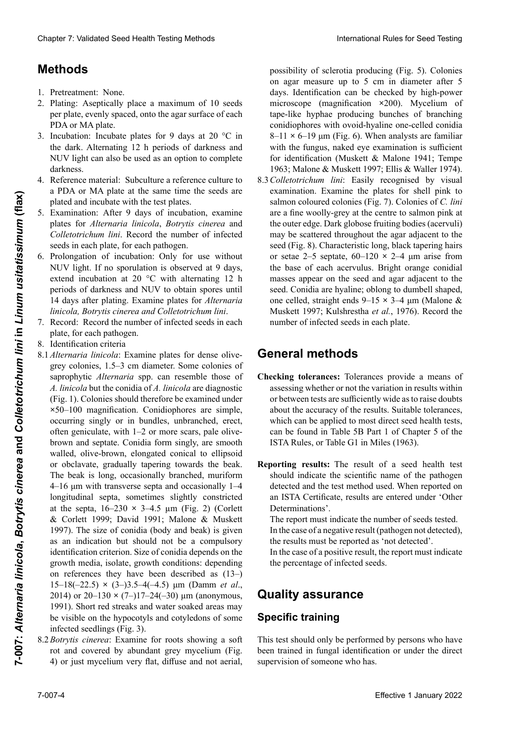## Methods

1. Pretreatment: None.
2. Plating: Aseptically place a maximum of 10 seeds per plate, evenly spaced, onto the agar surface of each PDA or MA plate.
3. Incubation: Incubate plates for 9 days at 20 °C in the dark. Alternating 12 h periods of darkness and NUV light can also be used as an option to complete darkness.
4. Reference material: Subculture a reference culture to a PDA or MA plate at the same time the seeds are plated and incubate with the test plates.
5. Examination: After 9 days of incubation, examine plates for *Alternaria linicola*, *Botrytis cinerea* and *Colletotrichum lini*. Record the number of infected seeds in each plate, for each pathogen.
6. Prolongation of incubation: Only for use without NUV light. If no sporulation is observed at 9 days, extend incubation at 20 °C with alternating 12 h periods of darkness and NUV to obtain spores until 14 days after plating. Examine plates for *Alternaria linicola, Botrytis cinerea and Colletotrichum lini*.
7. Record: Record the number of infected seeds in each plate, for each pathogen.
8. Identification criteria

8.1 *Alternaria linicola*: Examine plates for dense olive-grey colonies, 1.5–3 cm diameter. Some colonies of saprophytic *Alternaria* spp. can resemble those of *A. linicola* but the conidia of *A. linicola* are diagnostic (Fig. 1). Colonies should therefore be examined under ×50–100 magnification. Conidiophores are simple, occurring singly or in bundles, unbranched, erect, often geniculate, with 1–2 or more scars, pale olive-brown and septate. Conidia form singly, are smooth walled, olive-brown, elongated conical to ellipsoid or obclavate, gradually tapering towards the beak. The beak is long, occasionally branched, muriform 4–16 µm with transverse septa and occasionally 1–4 longitudinal septa, sometimes slightly constricted at the septa, 16–230 × 3–4.5 µm (Fig. 2) (Corlett & Corlett 1999; David 1991; Malone & Muskett 1997). The size of conidia (body and beak) is given as an indication but should not be a compulsory identification criterion. Size of conidia depends on the growth media, isolate, growth conditions: depending on references they have been described as (13–)15–18(–22.5) × (3–)3.5–4(–4.5) µm (Damm *et al*., 2014) or 20–130 × (7–)17–24(–30) µm (anonymous, 1991). Short red streaks and water soaked areas may be visible on the hypocotyls and cotyledons of some infected seedlings (Fig. 3).

8.2 *Botrytis cinerea*: Examine for roots showing a soft rot and covered by abundant grey mycelium (Fig. 4) or just mycelium very flat, diffuse and not aerial, possibility of sclerotia producing (Fig. 5). Colonies on agar measure up to 5 cm in diameter after 5 days. Identification can be checked by high-power microscope (magnification ×200). Mycelium of tape-like hyphae producing bunches of branching conidiophores with ovoid-hyaline one-celled conidia 8–11 × 6–19 µm (Fig. 6). When analysts are familiar with the fungus, naked eye examination is sufficient for identification (Muskett & Malone 1941; Tempe 1963; Malone & Muskett 1997; Ellis & Waller 1974).

8.3 *Colletotrichum lini*: Easily recognised by visual examination. Examine the plates for shell pink to salmon coloured colonies (Fig. 7). Colonies of *C. lini* are a fine woolly-grey at the centre to salmon pink at the outer edge. Dark globose fruiting bodies (acervuli) may be scattered throughout the agar adjacent to the seed (Fig. 8). Characteristic long, black tapering hairs or setae 2–5 septate, 60–120 × 2–4 µm arise from the base of each acervulus. Bright orange conidial masses appear on the seed and agar adjacent to the seed. Conidia are hyaline; oblong to dumbell shaped, one celled, straight ends 9–15 × 3–4 µm (Malone & Muskett 1997; Kulshrestha *et al.*, 1976). Record the number of infected seeds in each plate.

## General methods

**Checking tolerances:** Tolerances provide a means of assessing whether or not the variation in results within or between tests are sufficiently wide as to raise doubts about the accuracy of the results. Suitable tolerances, which can be applied to most direct seed health tests, can be found in Table 5B Part 1 of Chapter 5 of the ISTA Rules, or Table G1 in Miles (1963).

**Reporting results:** The result of a seed health test should indicate the scientific name of the pathogen detected and the test method used. When reported on an ISTA Certificate, results are entered under 'Other Determinations'.

The report must indicate the number of seeds tested.

In the case of a negative result (pathogen not detected), the results must be reported as 'not detected'.

In the case of a positive result, the report must indicate the percentage of infected seeds.

## Quality assurance

### Specific training

This test should only be performed by persons who have been trained in fungal identification or under the direct supervision of someone who has.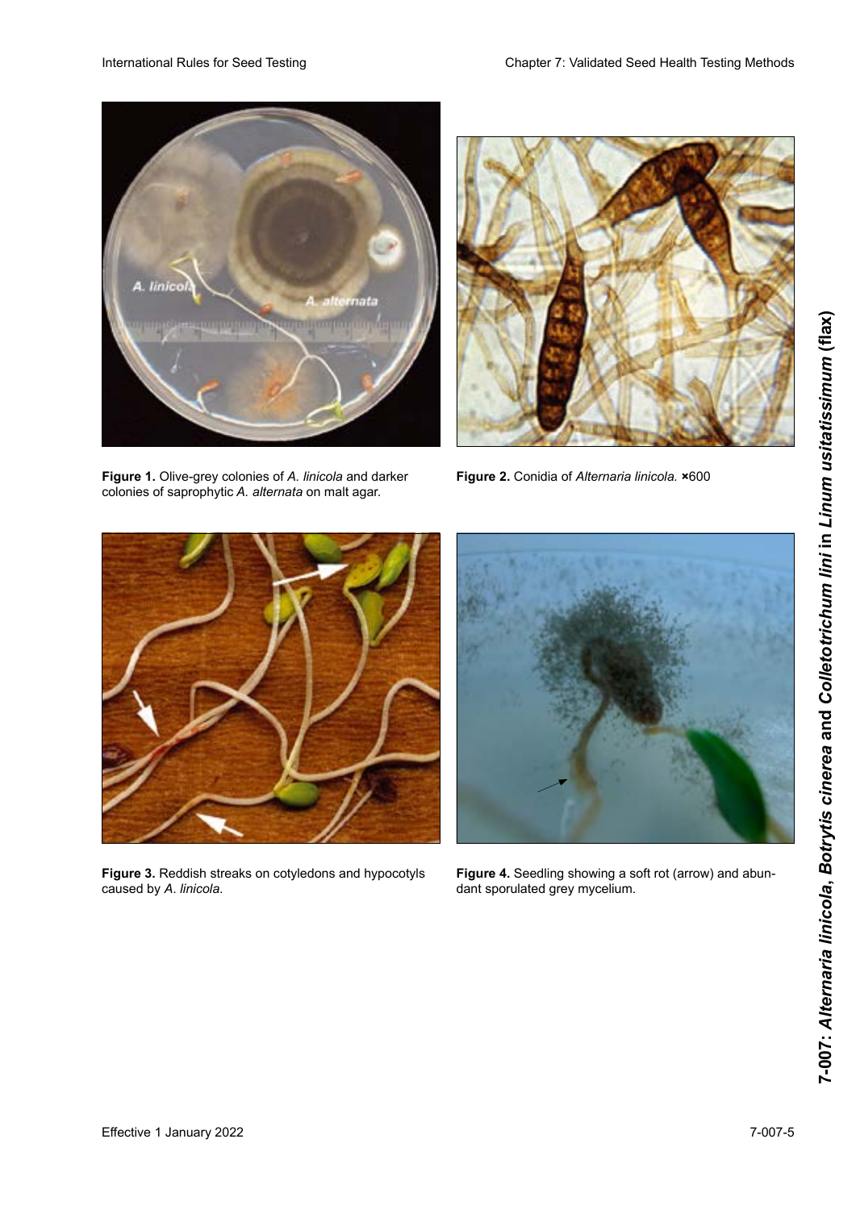**Figure 1.** Olive-grey colonies of *A. linicola* and darker colonies of saprophytic *A. alternata* on malt agar.

**Figure 2.** Conidia of *Alternaria linicola.* ×600

**Figure 3.** Reddish streaks on cotyledons and hypocotyls caused by *A. linicola*.

**Figure 4.** Seedling showing a soft rot (arrow) and abundant sporulated grey mycelium.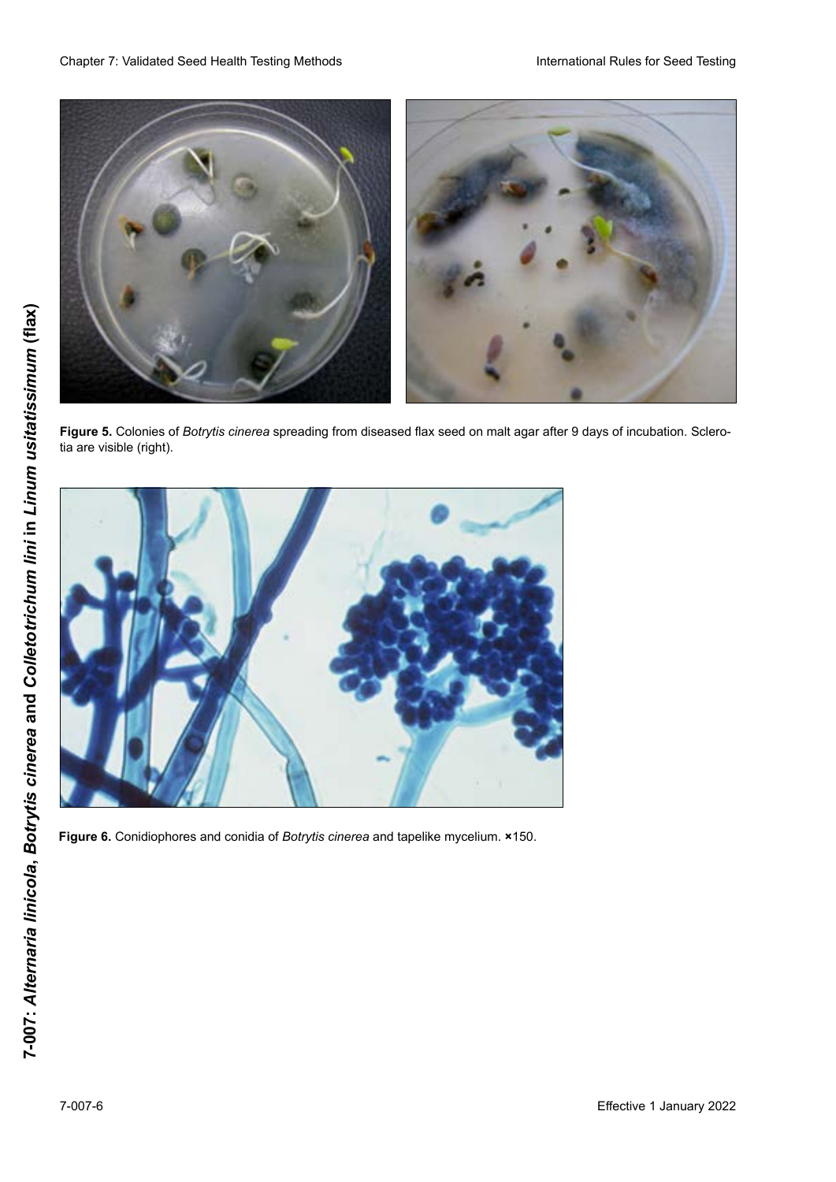Figure 5. Colonies of *Botrytis cinerea* spreading from diseased flax seed on malt agar after 9 days of incubation. Sclerotia are visible (right).

Figure 6. Conidiophores and conidia of *Botrytis cinerea* and tapelike mycelium. ×150.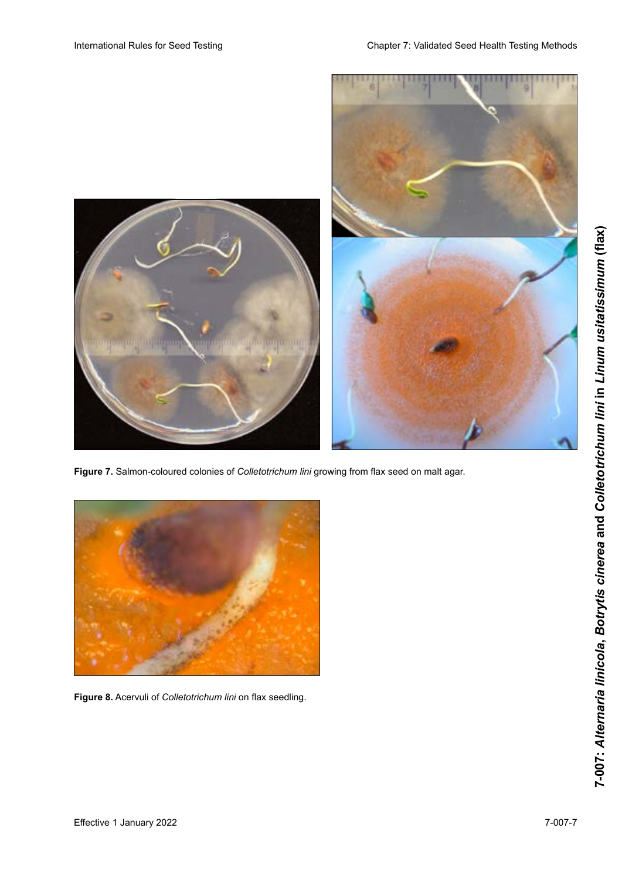**Figure 7.** Salmon-coloured colonies of *Colletotrichum lini* growing from flax seed on malt agar.

**Figure 8.** Acervuli of *Colletotrichum lini* on flax seedling.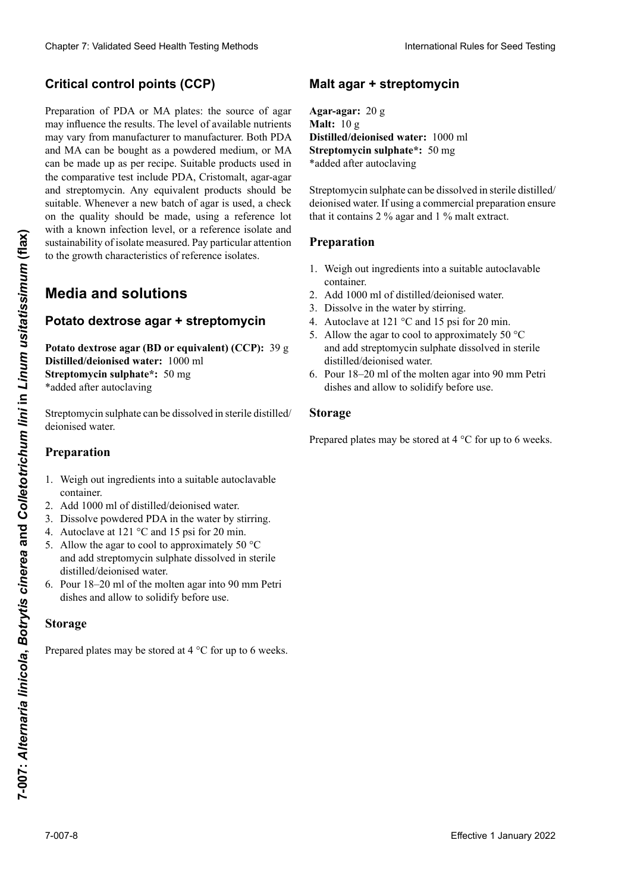## Critical control points (CCP)

Preparation of PDA or MA plates: the source of agar may influence the results. The level of available nutrients may vary from manufacturer to manufacturer. Both PDA and MA can be bought as a powdered medium, or MA can be made up as per recipe. Suitable products used in the comparative test include PDA, Cristomalt, agar-agar and streptomycin. Any equivalent products should be suitable. Whenever a new batch of agar is used, a check on the quality should be made, using a reference lot with a known infection level, or a reference isolate and sustainability of isolate measured. Pay particular attention to the growth characteristics of reference isolates.

## Media and solutions

### Potato dextrose agar + streptomycin

**Potato dextrose agar (BD or equivalent) (CCP):** 39 g
**Distilled/deionised water:** 1000 ml
**Streptomycin sulphate*:** 50 mg
*added after autoclaving

Streptomycin sulphate can be dissolved in sterile distilled/deionised water.

#### Preparation

1. Weigh out ingredients into a suitable autoclavable container.
2. Add 1000 ml of distilled/deionised water.
3. Dissolve powdered PDA in the water by stirring.
4. Autoclave at 121 °C and 15 psi for 20 min.
5. Allow the agar to cool to approximately 50 °C and add streptomycin sulphate dissolved in sterile distilled/deionised water.
6. Pour 18–20 ml of the molten agar into 90 mm Petri dishes and allow to solidify before use.

#### Storage

Prepared plates may be stored at 4 °C for up to 6 weeks.

### Malt agar + streptomycin

**Agar-agar:** 20 g
**Malt:** 10 g
**Distilled/deionised water:** 1000 ml
**Streptomycin sulphate*:** 50 mg
*added after autoclaving

Streptomycin sulphate can be dissolved in sterile distilled/deionised water. If using a commercial preparation ensure that it contains 2 % agar and 1 % malt extract.

#### Preparation

1. Weigh out ingredients into a suitable autoclavable container.
2. Add 1000 ml of distilled/deionised water.
3. Dissolve in the water by stirring.
4. Autoclave at 121 °C and 15 psi for 20 min.
5. Allow the agar to cool to approximately 50 °C and add streptomycin sulphate dissolved in sterile distilled/deionised water.
6. Pour 18–20 ml of the molten agar into 90 mm Petri dishes and allow to solidify before use.

#### Storage

Prepared plates may be stored at 4 °C for up to 6 weeks.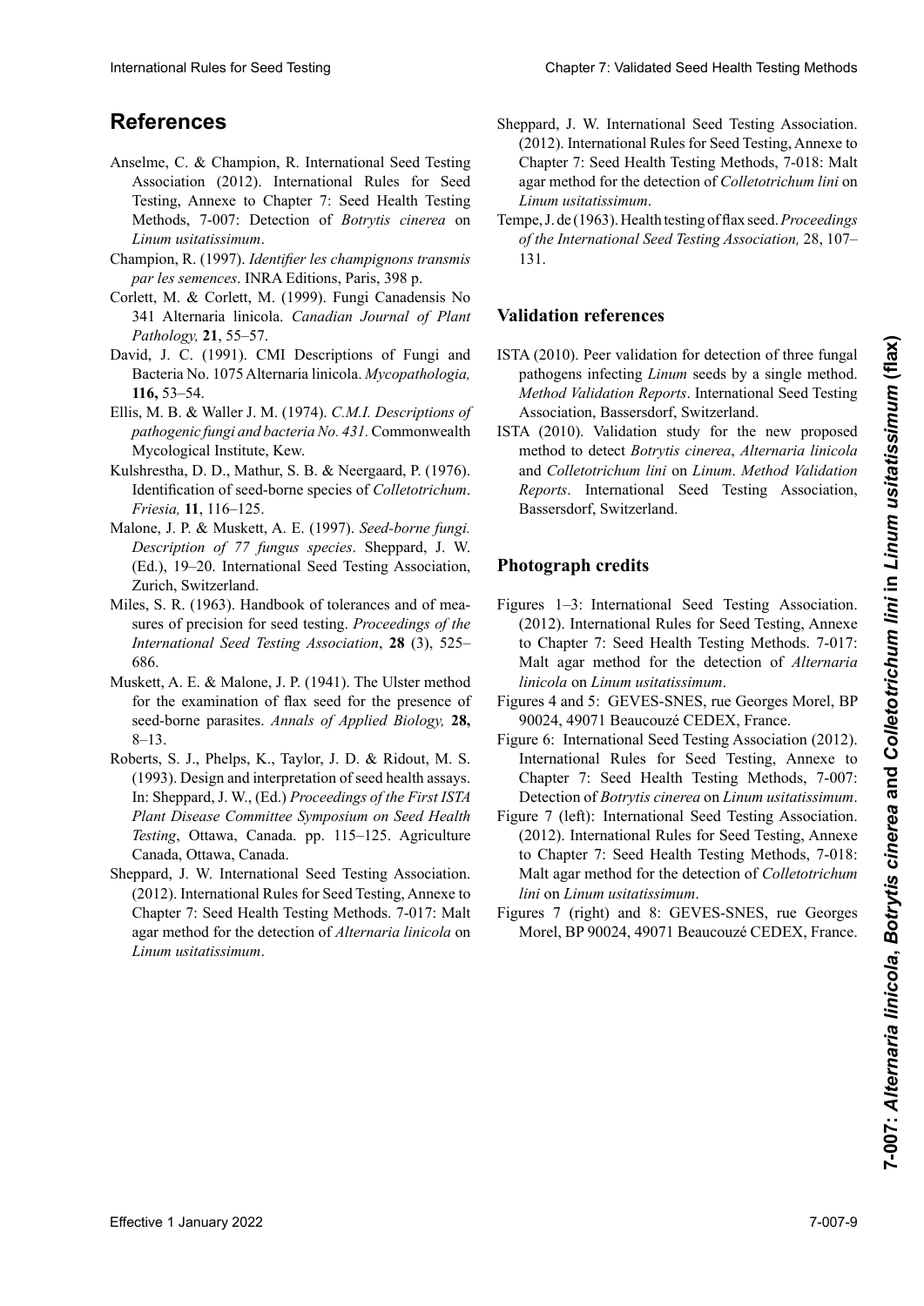# References

Anselme, C. & Champion, R. International Seed Testing Association (2012). International Rules for Seed Testing, Annexe to Chapter 7: Seed Health Testing Methods, 7-007: Detection of *Botrytis cinerea* on *Linum usitatissimum*.

Champion, R. (1997). *Identifier les champignons transmis par les semences*. INRA Editions, Paris, 398 p.

Corlett, M. & Corlett, M. (1999). Fungi Canadensis No 341 Alternaria linicola. *Canadian Journal of Plant Pathology,* **21**, 55–57.

David, J. C. (1991). CMI Descriptions of Fungi and Bacteria No. 1075 Alternaria linicola. *Mycopathologia,* **116,** 53–54.

Ellis, M. B. & Waller J. M. (1974). *C.M.I. Descriptions of pathogenic fungi and bacteria No. 431*. Commonwealth Mycological Institute, Kew.

Kulshrestha, D. D., Mathur, S. B. & Neergaard, P. (1976). Identification of seed-borne species of *Colletotrichum*. *Friesia,* **11**, 116–125.

Malone, J. P. & Muskett, A. E. (1997). *Seed-borne fungi. Description of 77 fungus species*. Sheppard, J. W. (Ed.), 19–20. International Seed Testing Association, Zurich, Switzerland.

Miles, S. R. (1963). Handbook of tolerances and of measures of precision for seed testing. *Proceedings of the International Seed Testing Association*, **28** (3), 525–686.

Muskett, A. E. & Malone, J. P. (1941). The Ulster method for the examination of flax seed for the presence of seed-borne parasites. *Annals of Applied Biology,* **28,** 8–13.

Roberts, S. J., Phelps, K., Taylor, J. D. & Ridout, M. S. (1993). Design and interpretation of seed health assays. In: Sheppard, J. W., (Ed.) *Proceedings of the First ISTA Plant Disease Committee Symposium on Seed Health Testing*, Ottawa, Canada. pp. 115–125. Agriculture Canada, Ottawa, Canada.

Sheppard, J. W. International Seed Testing Association. (2012). International Rules for Seed Testing, Annexe to Chapter 7: Seed Health Testing Methods. 7-017: Malt agar method for the detection of *Alternaria linicola* on *Linum usitatissimum*.

Sheppard, J. W. International Seed Testing Association. (2012). International Rules for Seed Testing, Annexe to Chapter 7: Seed Health Testing Methods, 7-018: Malt agar method for the detection of *Colletotrichum lini* on *Linum usitatissimum*.

Tempe, J. de (1963). Health testing of flax seed. *Proceedings of the International Seed Testing Association,* 28, 107–131.

## Validation references

ISTA (2010). Peer validation for detection of three fungal pathogens infecting *Linum* seeds by a single method. *Method Validation Reports*. International Seed Testing Association, Bassersdorf, Switzerland.

ISTA (2010). Validation study for the new proposed method to detect *Botrytis cinerea*, *Alternaria linicola* and *Colletotrichum lini* on *Linum*. *Method Validation Reports*. International Seed Testing Association, Bassersdorf, Switzerland.

## Photograph credits

Figures 1–3: International Seed Testing Association. (2012). International Rules for Seed Testing, Annexe to Chapter 7: Seed Health Testing Methods. 7-017: Malt agar method for the detection of *Alternaria linicola* on *Linum usitatissimum*.

Figures 4 and 5: GEVES-SNES, rue Georges Morel, BP 90024, 49071 Beaucouzé CEDEX, France.

Figure 6: International Seed Testing Association (2012). International Rules for Seed Testing, Annexe to Chapter 7: Seed Health Testing Methods, 7-007: Detection of *Botrytis cinerea* on *Linum usitatissimum*.

Figure 7 (left): International Seed Testing Association. (2012). International Rules for Seed Testing, Annexe to Chapter 7: Seed Health Testing Methods, 7-018: Malt agar method for the detection of *Colletotrichum lini* on *Linum usitatissimum*.

Figures 7 (right) and 8: GEVES-SNES, rue Georges Morel, BP 90024, 49071 Beaucouzé CEDEX, France.